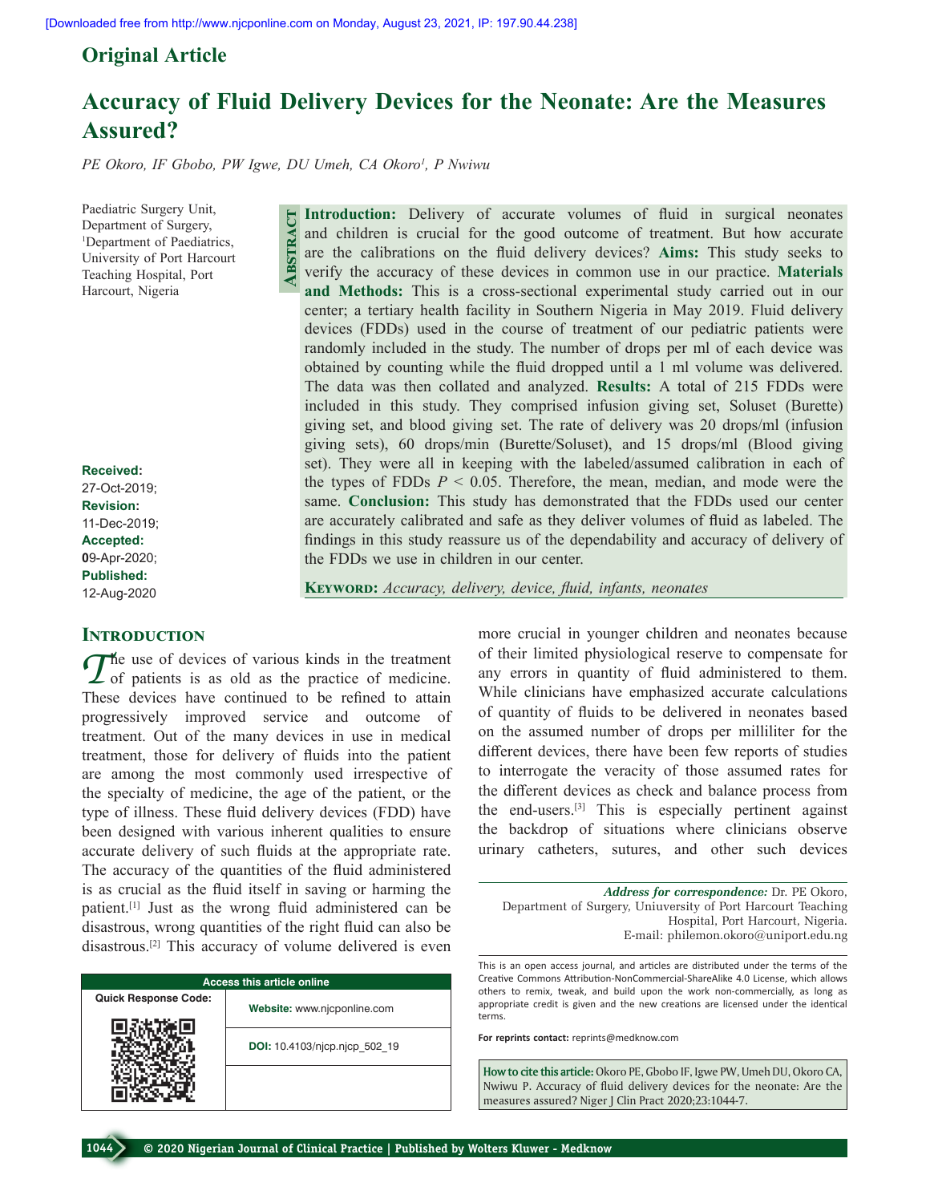Original Article

# Accuracy of Fluid Delivery Devices for the Neonate: Are the Measures Assured?

*PE Okoro, IF Gbobo, PW Igwe, DU Umeh, CA Okoro[1], P Nwiwu*

Paediatric Surgery Unit, Department of Surgery, [1]Department of Paediatrics, University of Port Harcourt Teaching Hospital, Port Harcourt, Nigeria

**Received:** 27-Oct-2019; **Revision:** 11-Dec-2019; **Accepted:** 09-Apr-2020; **Published:** 12-Aug-2020

## Abstract

**Introduction:** Delivery of accurate volumes of fluid in surgical neonates and children is crucial for the good outcome of treatment. But how accurate are the calibrations on the fluid delivery devices? **Aims:** This study seeks to verify the accuracy of these devices in common use in our practice. **Materials and Methods:** This is a cross-sectional experimental study carried out in our center; a tertiary health facility in Southern Nigeria in May 2019. Fluid delivery devices (FDDs) used in the course of treatment of our pediatric patients were randomly included in the study. The number of drops per ml of each device was obtained by counting while the fluid dropped until a 1 ml volume was delivered. The data was then collated and analyzed. **Results:** A total of 215 FDDs were included in this study. They comprised infusion giving set, Soluset (Burette) giving set, and blood giving set. The rate of delivery was 20 drops/ml (infusion giving sets), 60 drops/min (Burette/Soluset), and 15 drops/ml (Blood giving set). They were all in keeping with the labeled/assumed calibration in each of the types of FDDs $P < 0.05$. Therefore, the mean, median, and mode were the same. **Conclusion:** This study has demonstrated that the FDDs used our center are accurately calibrated and safe as they deliver volumes of fluid as labeled. The findings in this study reassure us of the dependability and accuracy of delivery of the FDDs we use in children in our center.

**Keyword:** *Accuracy, delivery, device, fluid, infants, neonates*

## Introduction

The use of devices of various kinds in the treatment of patients is as old as the practice of medicine. These devices have continued to be refined to attain progressively improved service and outcome of treatment. Out of the many devices in use in medical treatment, those for delivery of fluids into the patient are among the most commonly used irrespective of the specialty of medicine, the age of the patient, or the type of illness. These fluid delivery devices (FDD) have been designed with various inherent qualities to ensure accurate delivery of such fluids at the appropriate rate. The accuracy of the quantities of the fluid administered is as crucial as the fluid itself in saving or harming the patient.[1] Just as the wrong fluid administered can be disastrous, wrong quantities of the right fluid can also be disastrous.[2] This accuracy of volume delivered is even more crucial in younger children and neonates because of their limited physiological reserve to compensate for any errors in quantity of fluid administered to them. While clinicians have emphasized accurate calculations of quantity of fluids to be delivered in neonates based on the assumed number of drops per milliliter for the different devices, there have been few reports of studies to interrogate the veracity of those assumed rates for the different devices as check and balance process from the end-users.[3] This is especially pertinent against the backdrop of situations where clinicians observe urinary catheters, sutures, and other such devices

***Address for correspondence:*** Dr. PE Okoro, Department of Surgery, Uniuversity of Port Harcourt Teaching Hospital, Port Harcourt, Nigeria. E-mail: philemon.okoro@uniport.edu.ng

| Access this article online | |
|---|---|
| Quick Response Code: | **Website:** www.njcponline.com |
| | **DOI:** 10.4103/njcp.njcp_502_19 |

This is an open access journal, and articles are distributed under the terms of the Creative Commons Attribution-NonCommercial-ShareAlike 4.0 License, which allows others to remix, tweak, and build upon the work non-commercially, as long as appropriate credit is given and the new creations are licensed under the identical terms.

**For reprints contact:** reprints@medknow.com

**How to cite this article:** Okoro PE, Gbobo IF, Igwe PW, Umeh DU, Okoro CA, Nwiwu P. Accuracy of fluid delivery devices for the neonate: Are the measures assured? Niger J Clin Pract 2020;23:1044-7.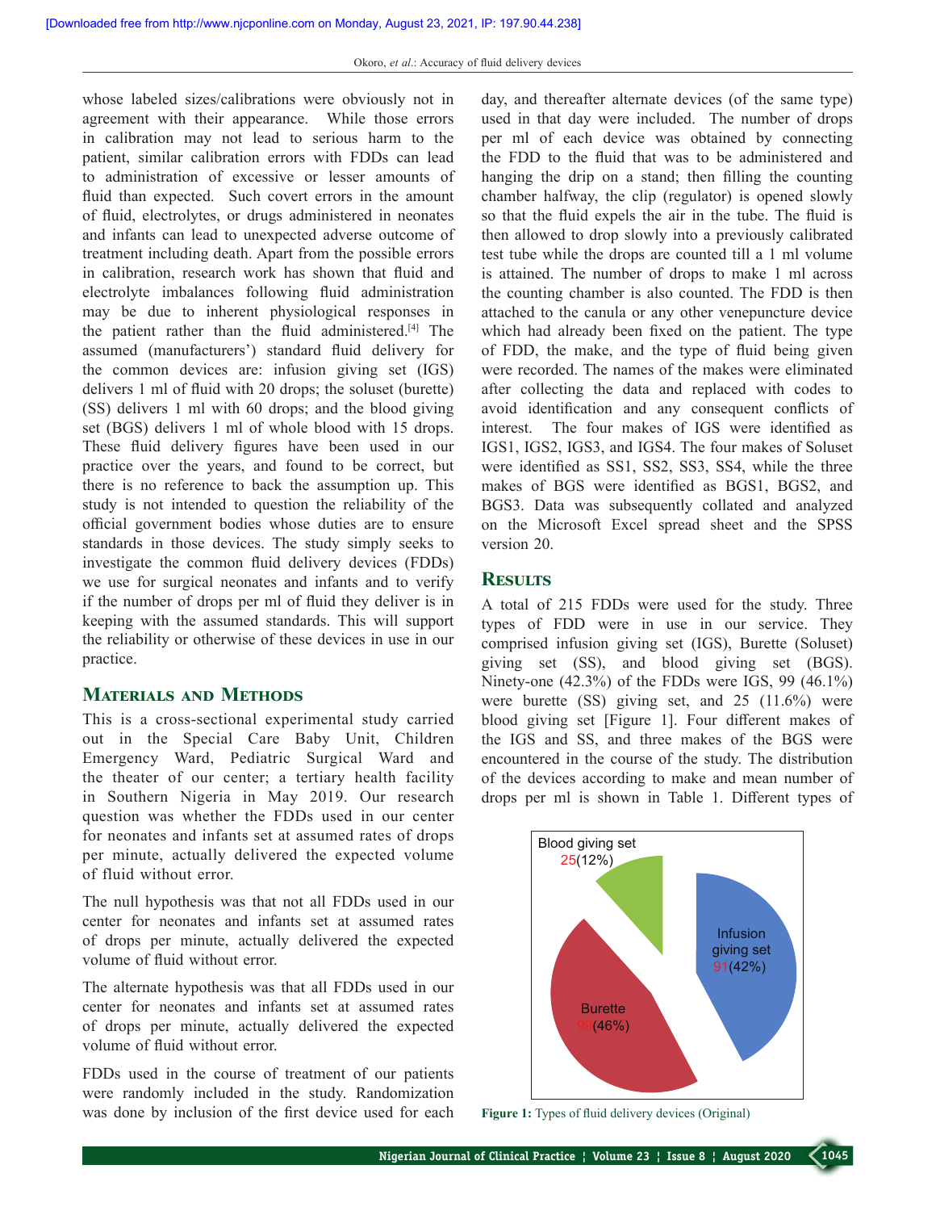whose labeled sizes/calibrations were obviously not in agreement with their appearance. While those errors in calibration may not lead to serious harm to the patient, similar calibration errors with FDDs can lead to administration of excessive or lesser amounts of fluid than expected. Such covert errors in the amount of fluid, electrolytes, or drugs administered in neonates and infants can lead to unexpected adverse outcome of treatment including death. Apart from the possible errors in calibration, research work has shown that fluid and electrolyte imbalances following fluid administration may be due to inherent physiological responses in the patient rather than the fluid administered.[4] The assumed (manufacturers') standard fluid delivery for the common devices are: infusion giving set (IGS) delivers 1 ml of fluid with 20 drops; the soluset (burette) (SS) delivers 1 ml with 60 drops; and the blood giving set (BGS) delivers 1 ml of whole blood with 15 drops. These fluid delivery figures have been used in our practice over the years, and found to be correct, but there is no reference to back the assumption up. This study is not intended to question the reliability of the official government bodies whose duties are to ensure standards in those devices. The study simply seeks to investigate the common fluid delivery devices (FDDs) we use for surgical neonates and infants and to verify if the number of drops per ml of fluid they deliver is in keeping with the assumed standards. This will support the reliability or otherwise of these devices in use in our practice.

## Materials and Methods

This is a cross-sectional experimental study carried out in the Special Care Baby Unit, Children Emergency Ward, Pediatric Surgical Ward and the theater of our center; a tertiary health facility in Southern Nigeria in May 2019. Our research question was whether the FDDs used in our center for neonates and infants set at assumed rates of drops per minute, actually delivered the expected volume of fluid without error.

The null hypothesis was that not all FDDs used in our center for neonates and infants set at assumed rates of drops per minute, actually delivered the expected volume of fluid without error.

The alternate hypothesis was that all FDDs used in our center for neonates and infants set at assumed rates of drops per minute, actually delivered the expected volume of fluid without error.

FDDs used in the course of treatment of our patients were randomly included in the study. Randomization was done by inclusion of the first device used for each day, and thereafter alternate devices (of the same type) used in that day were included. The number of drops per ml of each device was obtained by connecting the FDD to the fluid that was to be administered and hanging the drip on a stand; then filling the counting chamber halfway, the clip (regulator) is opened slowly so that the fluid expels the air in the tube. The fluid is then allowed to drop slowly into a previously calibrated test tube while the drops are counted till a 1 ml volume is attained. The number of drops to make 1 ml across the counting chamber is also counted. The FDD is then attached to the canula or any other venepuncture device which had already been fixed on the patient. The type of FDD, the make, and the type of fluid being given were recorded. The names of the makes were eliminated after collecting the data and replaced with codes to avoid identification and any consequent conflicts of interest. The four makes of IGS were identified as IGS1, IGS2, IGS3, and IGS4. The four makes of Soluset were identified as SS1, SS2, SS3, SS4, while the three makes of BGS were identified as BGS1, BGS2, and BGS3. Data was subsequently collated and analyzed on the Microsoft Excel spread sheet and the SPSS version 20.

## Results

A total of 215 FDDs were used for the study. Three types of FDD were in use in our service. They comprised infusion giving set (IGS), Burette (Soluset) giving set (SS), and blood giving set (BGS). Ninety-one (42.3%) of the FDDs were IGS, 99 (46.1%) were burette (SS) giving set, and 25 (11.6%) were blood giving set [Figure 1]. Four different makes of the IGS and SS, and three makes of the BGS were encountered in the course of the study. The distribution of the devices according to make and mean number of drops per ml is shown in Table 1. Different types of

Blood giving set 25(12%)

Infusion giving set 91(42%)

Burette 99(46%)

**Figure 1:** Types of fluid delivery devices (Original)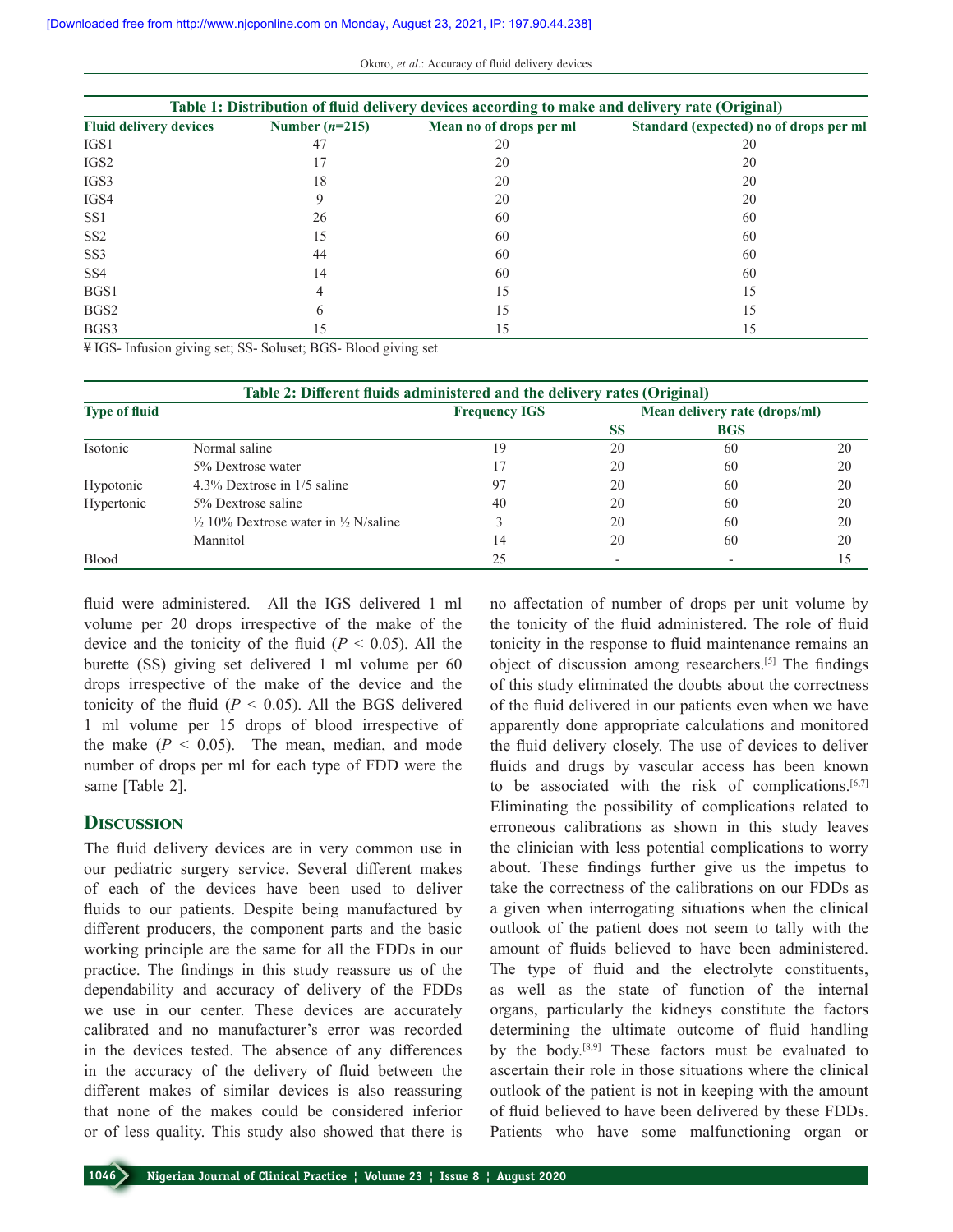**Table 1: Distribution of fluid delivery devices according to make and delivery rate (Original)**

| Fluid delivery devices | Number ($n$=215) | Mean no of drops per ml | Standard (expected) no of drops per ml |
|---|---|---|---|
| IGS1 | 47 | 20 | 20 |
| IGS2 | 17 | 20 | 20 |
| IGS3 | 18 | 20 | 20 |
| IGS4 | 9 | 20 | 20 |
| SS1 | 26 | 60 | 60 |
| SS2 | 15 | 60 | 60 |
| SS3 | 44 | 60 | 60 |
| SS4 | 14 | 60 | 60 |
| BGS1 | 4 | 15 | 15 |
| BGS2 | 6 | 15 | 15 |
| BGS3 | 15 | 15 | 15 |

¥ IGS- Infusion giving set; SS- Soluset; BGS- Blood giving set

**Table 2: Different fluids administered and the delivery rates (Original)**

| Type of fluid | | Frequency IGS | Mean delivery rate (drops/ml) | | |
|---|---|---|---|---|---|
| | | | SS | BGS | |
| Isotonic | Normal saline | 19 | 20 | 60 | 20 |
| | 5% Dextrose water | 17 | 20 | 60 | 20 |
| Hypotonic | 4.3% Dextrose in 1/5 saline | 97 | 20 | 60 | 20 |
| Hypertonic | 5% Dextrose saline | 40 | 20 | 60 | 20 |
| | ½ 10% Dextrose water in ½ N/saline | 3 | 20 | 60 | 20 |
| | Mannitol | 14 | 20 | 60 | 20 |
| Blood | | 25 | - | - | 15 |

fluid were administered. All the IGS delivered 1 ml volume per 20 drops irrespective of the make of the device and the tonicity of the fluid ($P < 0.05$). All the burette (SS) giving set delivered 1 ml volume per 60 drops irrespective of the make of the device and the tonicity of the fluid ($P < 0.05$). All the BGS delivered 1 ml volume per 15 drops of blood irrespective of the make ($P < 0.05$). The mean, median, and mode number of drops per ml for each type of FDD were the same [Table 2].

## Discussion

The fluid delivery devices are in very common use in our pediatric surgery service. Several different makes of each of the devices have been used to deliver fluids to our patients. Despite being manufactured by different producers, the component parts and the basic working principle are the same for all the FDDs in our practice. The findings in this study reassure us of the dependability and accuracy of delivery of the FDDs we use in our center. These devices are accurately calibrated and no manufacturer's error was recorded in the devices tested. The absence of any differences in the accuracy of the delivery of fluid between the different makes of similar devices is also reassuring that none of the makes could be considered inferior or of less quality. This study also showed that there is no affectation of number of drops per unit volume by the tonicity of the fluid administered. The role of fluid tonicity in the response to fluid maintenance remains an object of discussion among researchers.[5] The findings of this study eliminated the doubts about the correctness of the fluid delivered in our patients even when we have apparently done appropriate calculations and monitored the fluid delivery closely. The use of devices to deliver fluids and drugs by vascular access has been known to be associated with the risk of complications.[6,7] Eliminating the possibility of complications related to erroneous calibrations as shown in this study leaves the clinician with less potential complications to worry about. These findings further give us the impetus to take the correctness of the calibrations on our FDDs as a given when interrogating situations when the clinical outlook of the patient does not seem to tally with the amount of fluids believed to have been administered. The type of fluid and the electrolyte constituents, as well as the state of function of the internal organs, particularly the kidneys constitute the factors determining the ultimate outcome of fluid handling by the body.[8,9] These factors must be evaluated to ascertain their role in those situations where the clinical outlook of the patient is not in keeping with the amount of fluid believed to have been delivered by these FDDs. Patients who have some malfunctioning organ or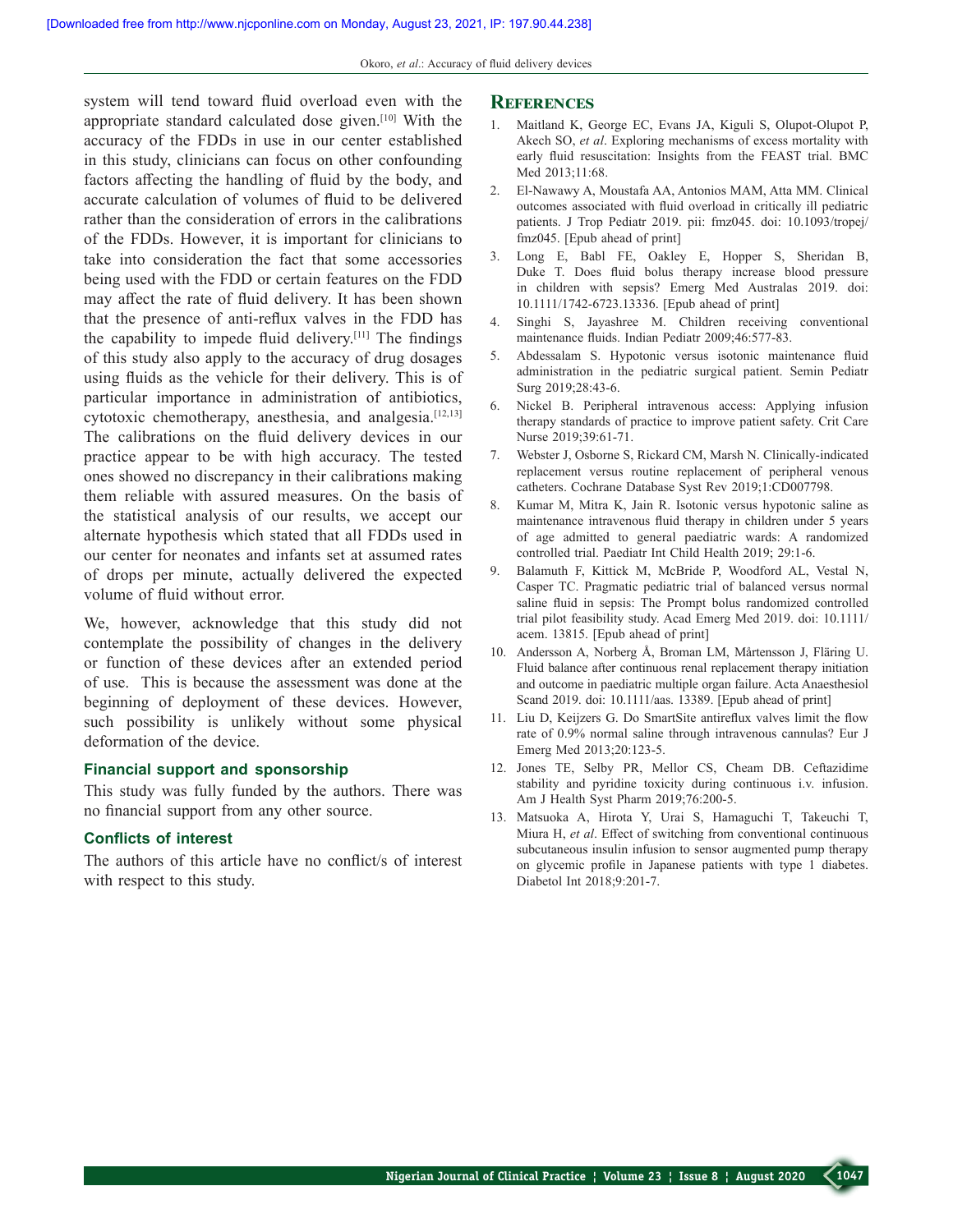system will tend toward fluid overload even with the appropriate standard calculated dose given.[10] With the accuracy of the FDDs in use in our center established in this study, clinicians can focus on other confounding factors affecting the handling of fluid by the body, and accurate calculation of volumes of fluid to be delivered rather than the consideration of errors in the calibrations of the FDDs. However, it is important for clinicians to take into consideration the fact that some accessories being used with the FDD or certain features on the FDD may affect the rate of fluid delivery. It has been shown that the presence of anti-reflux valves in the FDD has the capability to impede fluid delivery.[11] The findings of this study also apply to the accuracy of drug dosages using fluids as the vehicle for their delivery. This is of particular importance in administration of antibiotics, cytotoxic chemotherapy, anesthesia, and analgesia.[12,13] The calibrations on the fluid delivery devices in our practice appear to be with high accuracy. The tested ones showed no discrepancy in their calibrations making them reliable with assured measures. On the basis of the statistical analysis of our results, we accept our alternate hypothesis which stated that all FDDs used in our center for neonates and infants set at assumed rates of drops per minute, actually delivered the expected volume of fluid without error.

We, however, acknowledge that this study did not contemplate the possibility of changes in the delivery or function of these devices after an extended period of use. This is because the assessment was done at the beginning of deployment of these devices. However, such possibility is unlikely without some physical deformation of the device.

### Financial support and sponsorship

This study was fully funded by the authors. There was no financial support from any other source.

### Conflicts of interest

The authors of this article have no conflict/s of interest with respect to this study.

## References

1. Maitland K, George EC, Evans JA, Kiguli S, Olupot-Olupot P, Akech SO, *et al*. Exploring mechanisms of excess mortality with early fluid resuscitation: Insights from the FEAST trial. BMC Med 2013;11:68.
2. El-Nawawy A, Moustafa AA, Antonios MAM, Atta MM. Clinical outcomes associated with fluid overload in critically ill pediatric patients. J Trop Pediatr 2019. pii: fmz045. doi: 10.1093/tropej/fmz045. [Epub ahead of print]
3. Long E, Babl FE, Oakley E, Hopper S, Sheridan B, Duke T. Does fluid bolus therapy increase blood pressure in children with sepsis? Emerg Med Australas 2019. doi: 10.1111/1742-6723.13336. [Epub ahead of print]
4. Singhi S, Jayashree M. Children receiving conventional maintenance fluids. Indian Pediatr 2009;46:577-83.
5. Abdessalam S. Hypotonic versus isotonic maintenance fluid administration in the pediatric surgical patient. Semin Pediatr Surg 2019;28:43-6.
6. Nickel B. Peripheral intravenous access: Applying infusion therapy standards of practice to improve patient safety. Crit Care Nurse 2019;39:61-71.
7. Webster J, Osborne S, Rickard CM, Marsh N. Clinically-indicated replacement versus routine replacement of peripheral venous catheters. Cochrane Database Syst Rev 2019;1:CD007798.
8. Kumar M, Mitra K, Jain R. Isotonic versus hypotonic saline as maintenance intravenous fluid therapy in children under 5 years of age admitted to general paediatric wards: A randomized controlled trial. Paediatr Int Child Health 2019; 29:1-6.
9. Balamuth F, Kittick M, McBride P, Woodford AL, Vestal N, Casper TC. Pragmatic pediatric trial of balanced versus normal saline fluid in sepsis: The Prompt bolus randomized controlled trial pilot feasibility study. Acad Emerg Med 2019. doi: 10.1111/acem. 13815. [Epub ahead of print]
10. Andersson A, Norberg Å, Broman LM, Mårtensson J, Fläring U. Fluid balance after continuous renal replacement therapy initiation and outcome in paediatric multiple organ failure. Acta Anaesthesiol Scand 2019. doi: 10.1111/aas. 13389. [Epub ahead of print]
11. Liu D, Keijzers G. Do SmartSite antireflux valves limit the flow rate of 0.9% normal saline through intravenous cannulas? Eur J Emerg Med 2013;20:123-5.
12. Jones TE, Selby PR, Mellor CS, Cheam DB. Ceftazidime stability and pyridine toxicity during continuous i.v. infusion. Am J Health Syst Pharm 2019;76:200-5.
13. Matsuoka A, Hirota Y, Urai S, Hamaguchi T, Takeuchi T, Miura H, *et al*. Effect of switching from conventional continuous subcutaneous insulin infusion to sensor augmented pump therapy on glycemic profile in Japanese patients with type 1 diabetes. Diabetol Int 2018;9:201-7.